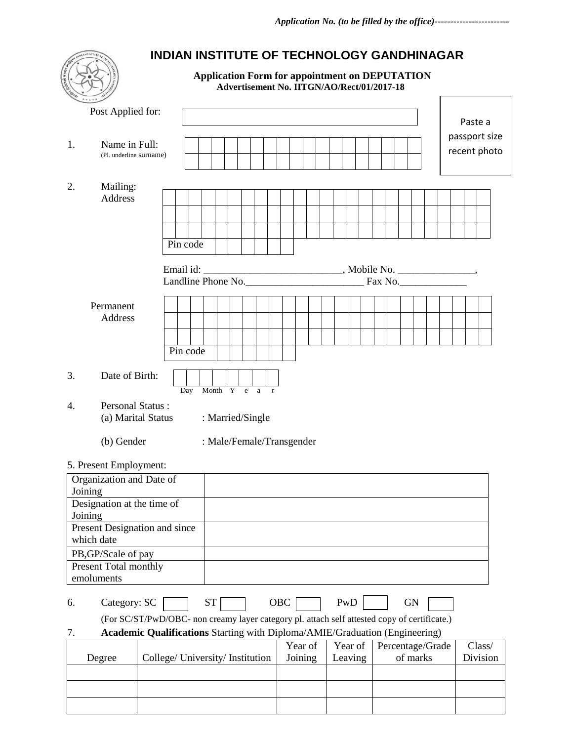*Application No. (to be filled by the office)------------------------*

# INDIAN INSTITUTE OF TECHNOLOGY GANDHINAGAR

**Application Form for appointment on DEPUTATION**
**Advertisement No. IITGN/AO/Rect/01/2017-18**

Post Applied for: ____________________

Paste a passport size recent photo

1. Name in Full:
   (Pl. underline surname)

2. Mailing: Address

   Pin code

   Email id: ___________________________, Mobile No. _______________,
   Landline Phone No.________________________ Fax No._____________

   Permanent Address

   Pin code

3. Date of Birth:
   Day Month Y e a r

4. Personal Status :
   (a) Marital Status : Married/Single

   (b) Gender : Male/Female/Transgender

5. Present Employment:

| | |
|---|---|
| Organization and Date of Joining | |
| Designation at the time of Joining | |
| Present Designation and since which date | |
| PB,GP/Scale of pay | |
| Present Total monthly emoluments | |

6. Category: SC [ ] ST [ ] OBC [ ] PwD [ ] GN [ ]

   (For SC/ST/PwD/OBC- non creamy layer category pl. attach self attested copy of certificate.)

7. **Academic Qualifications** Starting with Diploma/AMIE/Graduation (Engineering)

| Degree | College/ University/ Institution | Year of Joining | Year of Leaving | Percentage/Grade of marks | Class/ Division |
|---|---|---|---|---|---|
| | | | | | |
| | | | | | |
| | | | | | |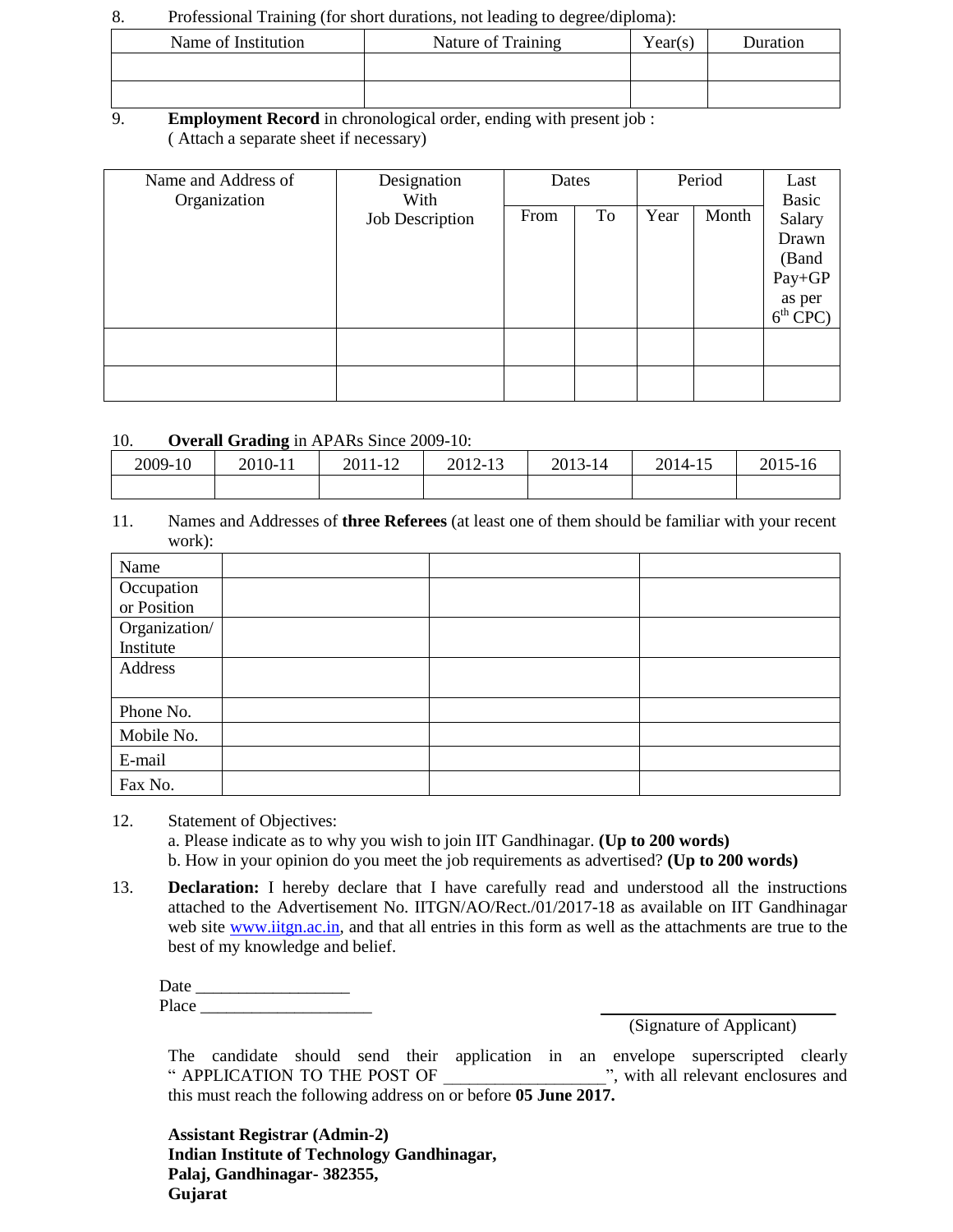8. Professional Training (for short durations, not leading to degree/diploma):

| Name of Institution | Nature of Training | Year(s) | Duration |
|---|---|---|---|
| | | | |
| | | | |

9. **Employment Record** in chronological order, ending with present job :
( Attach a separate sheet if necessary)

| Name and Address of Organization | Designation With Job Description | Dates | | Period | | Last Basic Salary Drawn (Band Pay+GP as per 6th CPC) |
|---|---|---|---|---|---|---|
| | | From | To | Year | Month | |
| | | | | | | |
| | | | | | | |

10. **Overall Grading** in APARs Since 2009-10:

| 2009-10 | 2010-11 | 2011-12 | 2012-13 | 2013-14 | 2014-15 | 2015-16 |
|---|---|---|---|---|---|---|
| | | | | | | |

11. Names and Addresses of **three Referees** (at least one of them should be familiar with your recent work):

| | | | |
|---|---|---|---|
| Name | | | |
| Occupation or Position | | | |
| Organization/ Institute | | | |
| Address | | | |
| Phone No. | | | |
| Mobile No. | | | |
| E-mail | | | |
| Fax No. | | | |

12. Statement of Objectives:
a. Please indicate as to why you wish to join IIT Gandhinagar. **(Up to 200 words)**
b. How in your opinion do you meet the job requirements as advertised? **(Up to 200 words)**

13. **Declaration:** I hereby declare that I have carefully read and understood all the instructions attached to the Advertisement No. IITGN/AO/Rect./01/2017-18 as available on IIT Gandhinagar web site www.iitgn.ac.in, and that all entries in this form as well as the attachments are true to the best of my knowledge and belief.

Date __________________
Place ____________________

(Signature of Applicant)

The candidate should send their application in an envelope superscripted clearly " APPLICATION TO THE POST OF __________________", with all relevant enclosures and this must reach the following address on or before **05 June 2017.**

**Assistant Registrar (Admin-2)**
**Indian Institute of Technology Gandhinagar,**
**Palaj, Gandhinagar- 382355,**
**Gujarat**